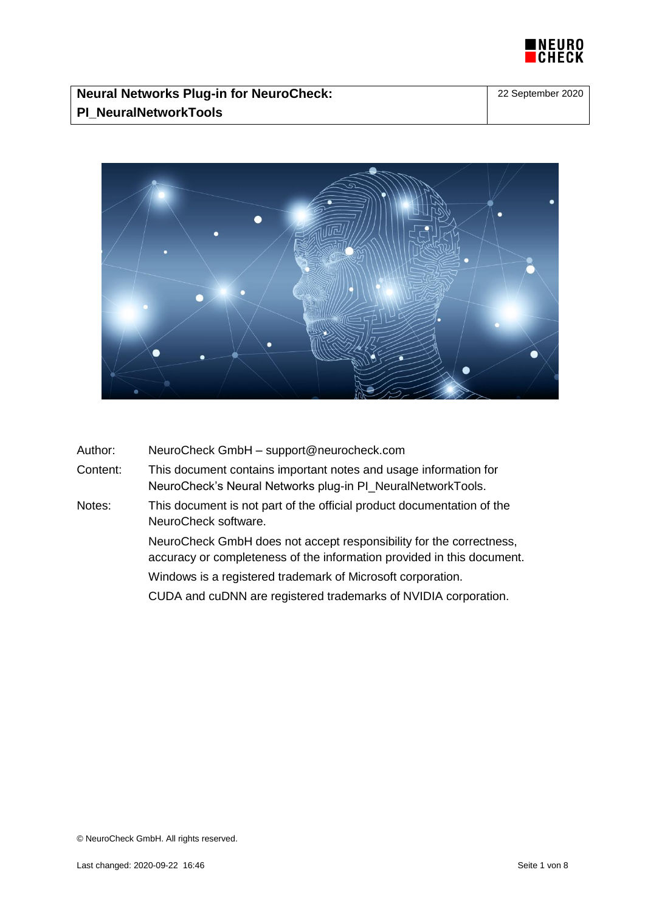# Neural Networks Plug-in for NeuroCheck: PI_NeuralNetworkTools

22 September 2020

| | |
|---|---|
| Author: | NeuroCheck GmbH – support@neurocheck.com |
| Content: | This document contains important notes and usage information for NeuroCheck's Neural Networks plug-in PI_NeuralNetworkTools. |
| Notes: | This document is not part of the official product documentation of the NeuroCheck software. |
| | NeuroCheck GmbH does not accept responsibility for the correctness, accuracy or completeness of the information provided in this document. |
| | Windows is a registered trademark of Microsoft corporation. |
| | CUDA and cuDNN are registered trademarks of NVIDIA corporation. |

© NeuroCheck GmbH. All rights reserved.

Last changed: 2020-09-22 16:46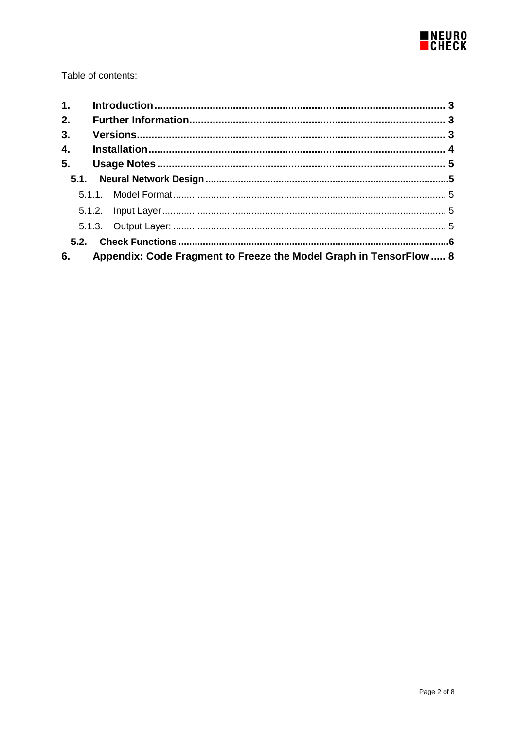Table of contents:

| | | |
|---|---|---|
| **1.** | **Introduction** | **3** |
| **2.** | **Further Information** | **3** |
| **3.** | **Versions** | **3** |
| **4.** | **Installation** | **4** |
| **5.** | **Usage Notes** | **5** |
| **5.1.** | **Neural Network Design** | **5** |
| 5.1.1. | Model Format | 5 |
| 5.1.2. | Input Layer | 5 |
| 5.1.3. | Output Layer: | 5 |
| **5.2.** | **Check Functions** | **6** |
| **6.** | **Appendix: Code Fragment to Freeze the Model Graph in TensorFlow** | **8** |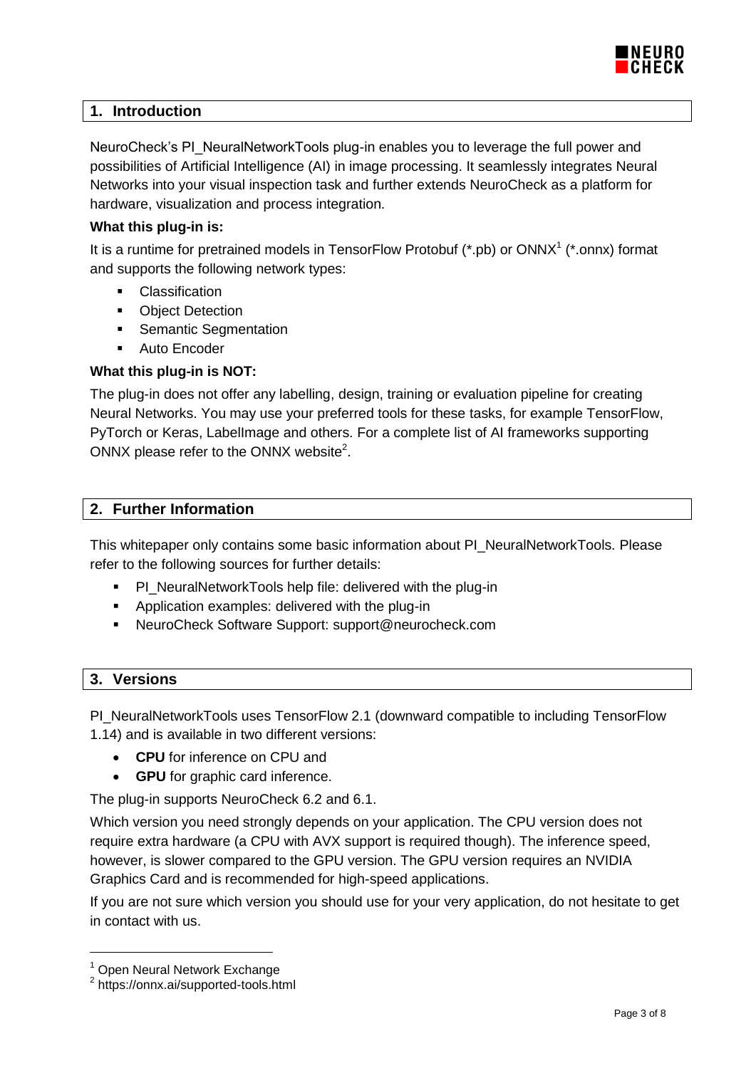## 1. Introduction

NeuroCheck's PI_NeuralNetworkTools plug-in enables you to leverage the full power and possibilities of Artificial Intelligence (AI) in image processing. It seamlessly integrates Neural Networks into your visual inspection task and further extends NeuroCheck as a platform for hardware, visualization and process integration.

**What this plug-in is:**

It is a runtime for pretrained models in TensorFlow Protobuf (*.pb) or ONNX[1] (*.onnx) format and supports the following network types:

- Classification
- Object Detection
- Semantic Segmentation
- Auto Encoder

**What this plug-in is NOT:**

The plug-in does not offer any labelling, design, training or evaluation pipeline for creating Neural Networks. You may use your preferred tools for these tasks, for example TensorFlow, PyTorch or Keras, LabelImage and others. For a complete list of AI frameworks supporting ONNX please refer to the ONNX website[2].

## 2. Further Information

This whitepaper only contains some basic information about PI_NeuralNetworkTools. Please refer to the following sources for further details:

- PI_NeuralNetworkTools help file: delivered with the plug-in
- Application examples: delivered with the plug-in
- NeuroCheck Software Support: support@neurocheck.com

## 3. Versions

PI_NeuralNetworkTools uses TensorFlow 2.1 (downward compatible to including TensorFlow 1.14) and is available in two different versions:

- **CPU** for inference on CPU and
- **GPU** for graphic card inference.

The plug-in supports NeuroCheck 6.2 and 6.1.

Which version you need strongly depends on your application. The CPU version does not require extra hardware (a CPU with AVX support is required though). The inference speed, however, is slower compared to the GPU version. The GPU version requires an NVIDIA Graphics Card and is recommended for high-speed applications.

If you are not sure which version you should use for your very application, do not hesitate to get in contact with us.

---

[1] Open Neural Network Exchange

[2] https://onnx.ai/supported-tools.html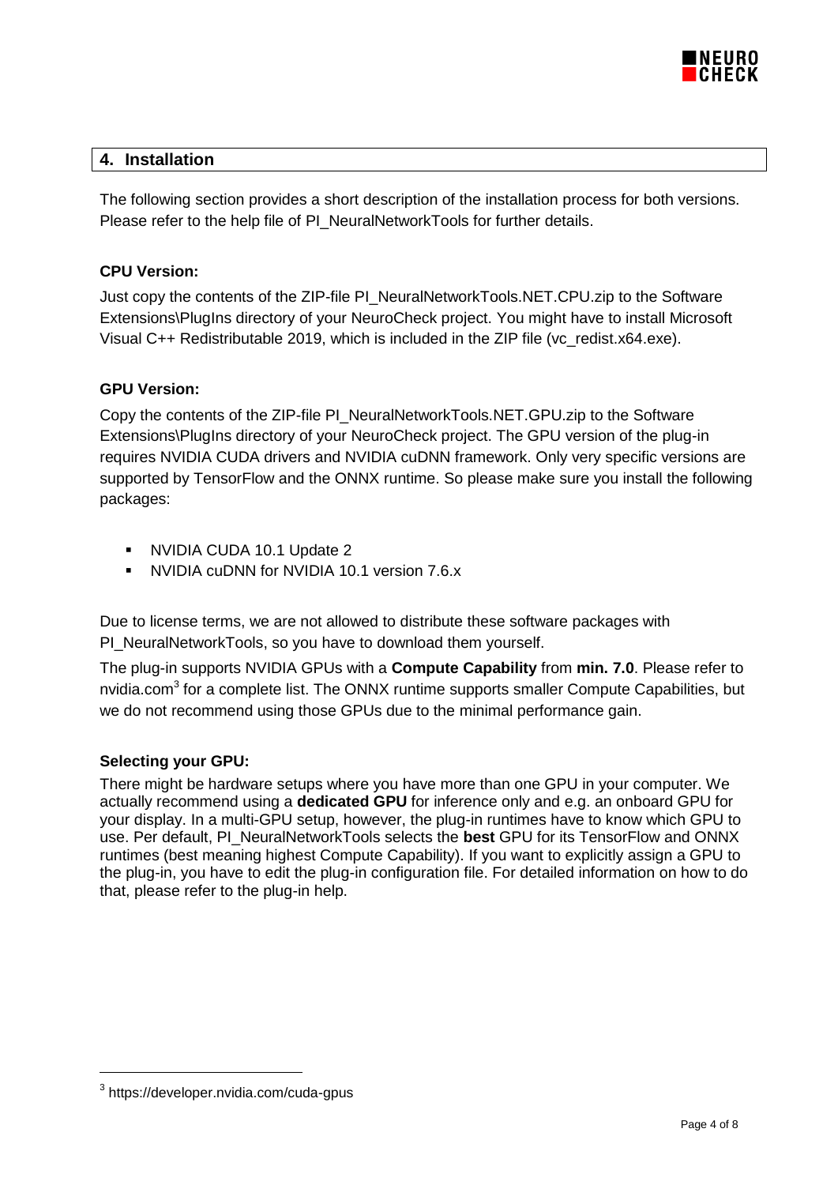## 4. Installation

The following section provides a short description of the installation process for both versions. Please refer to the help file of PI_NeuralNetworkTools for further details.

**CPU Version:**

Just copy the contents of the ZIP-file PI_NeuralNetworkTools.NET.CPU.zip to the Software Extensions\PlugIns directory of your NeuroCheck project. You might have to install Microsoft Visual C++ Redistributable 2019, which is included in the ZIP file (vc_redist.x64.exe).

**GPU Version:**

Copy the contents of the ZIP-file PI_NeuralNetworkTools.NET.GPU.zip to the Software Extensions\PlugIns directory of your NeuroCheck project. The GPU version of the plug-in requires NVIDIA CUDA drivers and NVIDIA cuDNN framework. Only very specific versions are supported by TensorFlow and the ONNX runtime. So please make sure you install the following packages:

- NVIDIA CUDA 10.1 Update 2
- NVIDIA cuDNN for NVIDIA 10.1 version 7.6.x

Due to license terms, we are not allowed to distribute these software packages with PI_NeuralNetworkTools, so you have to download them yourself.

The plug-in supports NVIDIA GPUs with a **Compute Capability** from **min. 7.0**. Please refer to nvidia.com[3] for a complete list. The ONNX runtime supports smaller Compute Capabilities, but we do not recommend using those GPUs due to the minimal performance gain.

**Selecting your GPU:**

There might be hardware setups where you have more than one GPU in your computer. We actually recommend using a **dedicated GPU** for inference only and e.g. an onboard GPU for your display. In a multi-GPU setup, however, the plug-in runtimes have to know which GPU to use. Per default, PI_NeuralNetworkTools selects the **best** GPU for its TensorFlow and ONNX runtimes (best meaning highest Compute Capability). If you want to explicitly assign a GPU to the plug-in, you have to edit the plug-in configuration file. For detailed information on how to do that, please refer to the plug-in help.

[3] https://developer.nvidia.com/cuda-gpus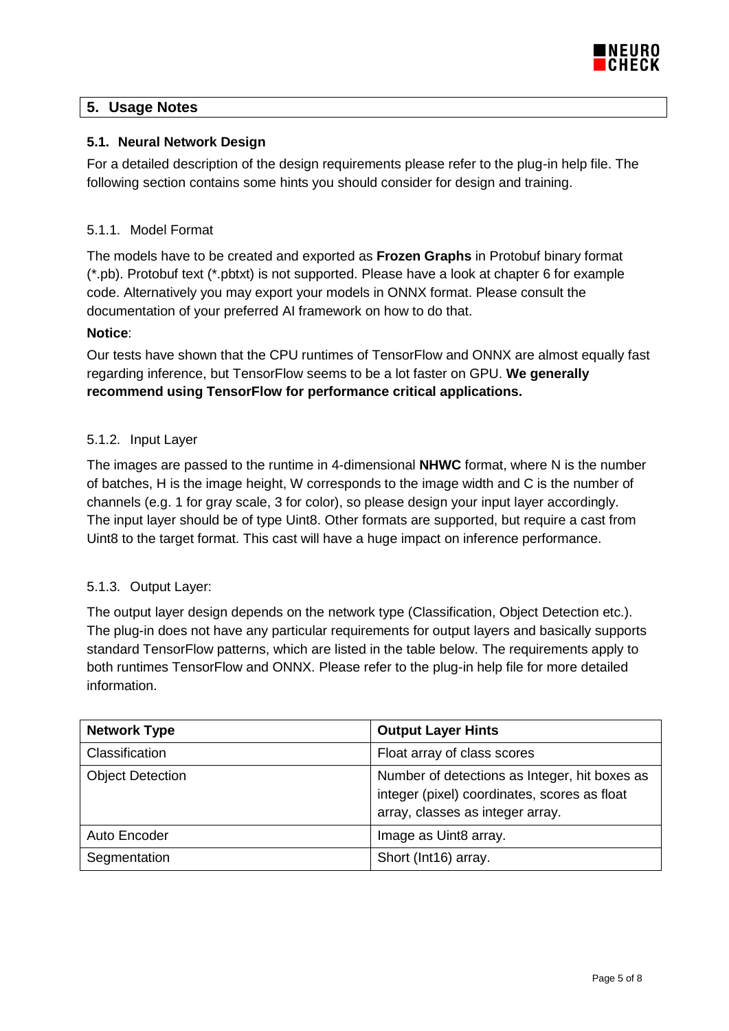## 5. Usage Notes

### 5.1. Neural Network Design

For a detailed description of the design requirements please refer to the plug-in help file. The following section contains some hints you should consider for design and training.

#### 5.1.1. Model Format

The models have to be created and exported as **Frozen Graphs** in Protobuf binary format (*.pb). Protobuf text (*.pbtxt) is not supported. Please have a look at chapter 6 for example code. Alternatively you may export your models in ONNX format. Please consult the documentation of your preferred AI framework on how to do that.

**Notice**:

Our tests have shown that the CPU runtimes of TensorFlow and ONNX are almost equally fast regarding inference, but TensorFlow seems to be a lot faster on GPU. **We generally recommend using TensorFlow for performance critical applications.**

#### 5.1.2. Input Layer

The images are passed to the runtime in 4-dimensional **NHWC** format, where N is the number of batches, H is the image height, W corresponds to the image width and C is the number of channels (e.g. 1 for gray scale, 3 for color), so please design your input layer accordingly. The input layer should be of type Uint8. Other formats are supported, but require a cast from Uint8 to the target format. This cast will have a huge impact on inference performance.

#### 5.1.3. Output Layer:

The output layer design depends on the network type (Classification, Object Detection etc.). The plug-in does not have any particular requirements for output layers and basically supports standard TensorFlow patterns, which are listed in the table below. The requirements apply to both runtimes TensorFlow and ONNX. Please refer to the plug-in help file for more detailed information.

| Network Type | Output Layer Hints |
|---|---|
| Classification | Float array of class scores |
| Object Detection | Number of detections as Integer, hit boxes as integer (pixel) coordinates, scores as float array, classes as integer array. |
| Auto Encoder | Image as Uint8 array. |
| Segmentation | Short (Int16) array. |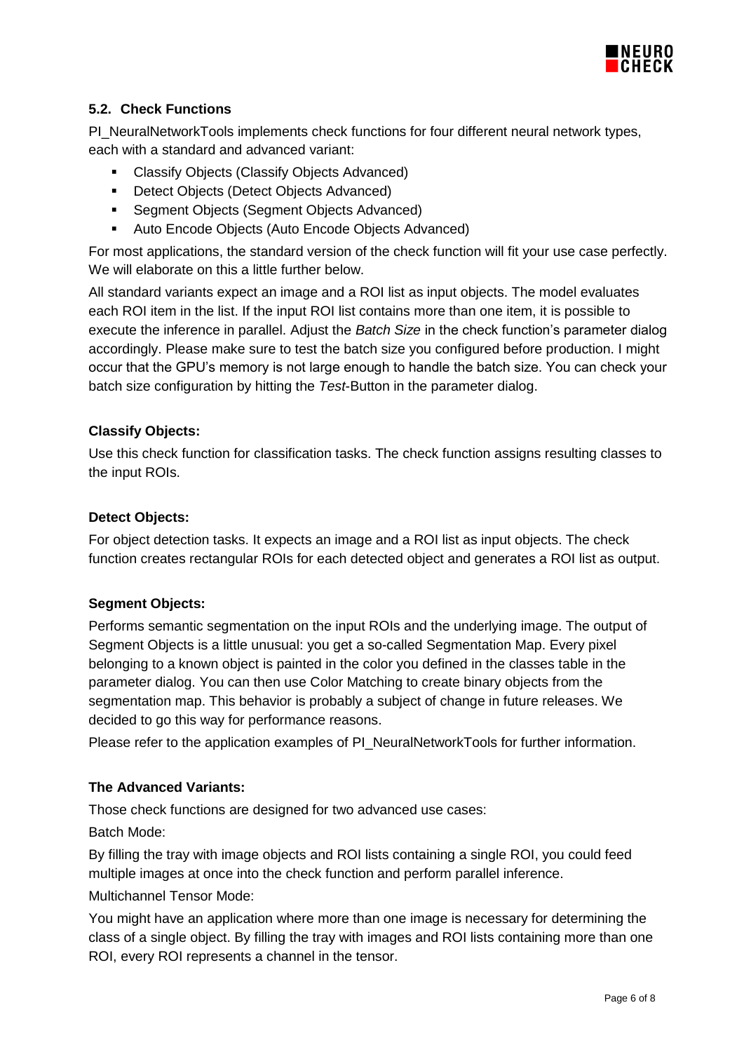## 5.2. Check Functions

PI_NeuralNetworkTools implements check functions for four different neural network types, each with a standard and advanced variant:

- Classify Objects (Classify Objects Advanced)
- Detect Objects (Detect Objects Advanced)
- Segment Objects (Segment Objects Advanced)
- Auto Encode Objects (Auto Encode Objects Advanced)

For most applications, the standard version of the check function will fit your use case perfectly. We will elaborate on this a little further below.

All standard variants expect an image and a ROI list as input objects. The model evaluates each ROI item in the list. If the input ROI list contains more than one item, it is possible to execute the inference in parallel. Adjust the *Batch Size* in the check function's parameter dialog accordingly. Please make sure to test the batch size you configured before production. I might occur that the GPU's memory is not large enough to handle the batch size. You can check your batch size configuration by hitting the *Test*-Button in the parameter dialog.

**Classify Objects:**

Use this check function for classification tasks. The check function assigns resulting classes to the input ROIs.

**Detect Objects:**

For object detection tasks. It expects an image and a ROI list as input objects. The check function creates rectangular ROIs for each detected object and generates a ROI list as output.

**Segment Objects:**

Performs semantic segmentation on the input ROIs and the underlying image. The output of Segment Objects is a little unusual: you get a so-called Segmentation Map. Every pixel belonging to a known object is painted in the color you defined in the classes table in the parameter dialog. You can then use Color Matching to create binary objects from the segmentation map. This behavior is probably a subject of change in future releases. We decided to go this way for performance reasons.

Please refer to the application examples of PI_NeuralNetworkTools for further information.

**The Advanced Variants:**

Those check functions are designed for two advanced use cases:

Batch Mode:

By filling the tray with image objects and ROI lists containing a single ROI, you could feed multiple images at once into the check function and perform parallel inference.

Multichannel Tensor Mode:

You might have an application where more than one image is necessary for determining the class of a single object. By filling the tray with images and ROI lists containing more than one ROI, every ROI represents a channel in the tensor.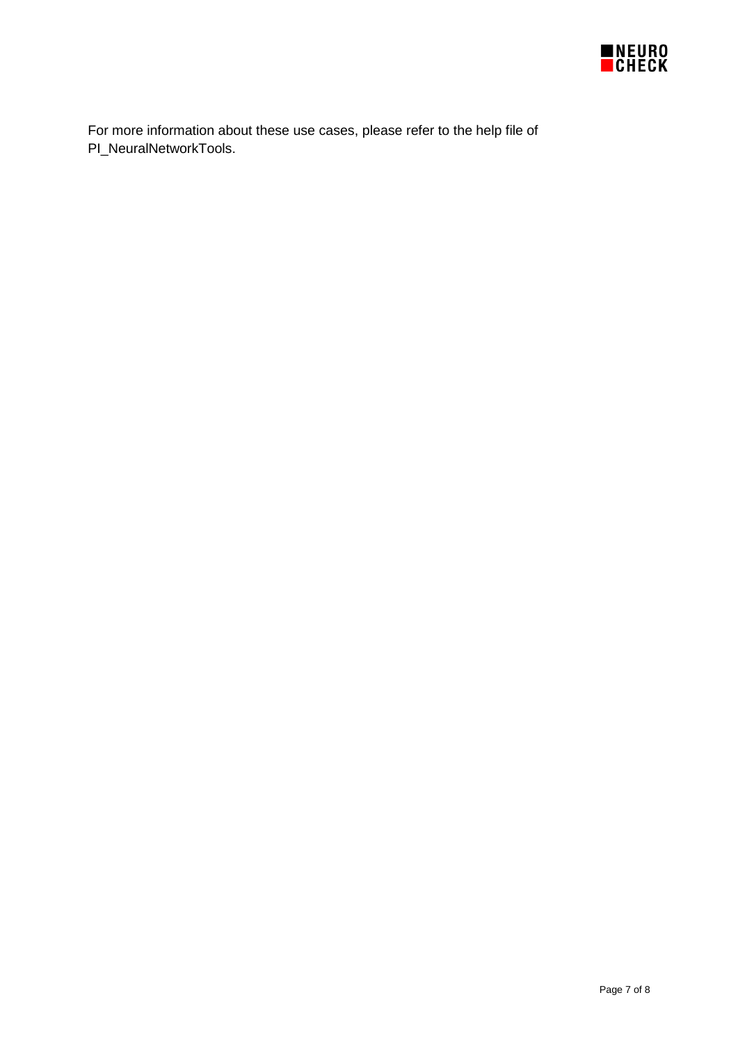For more information about these use cases, please refer to the help file of PI_NeuralNetworkTools.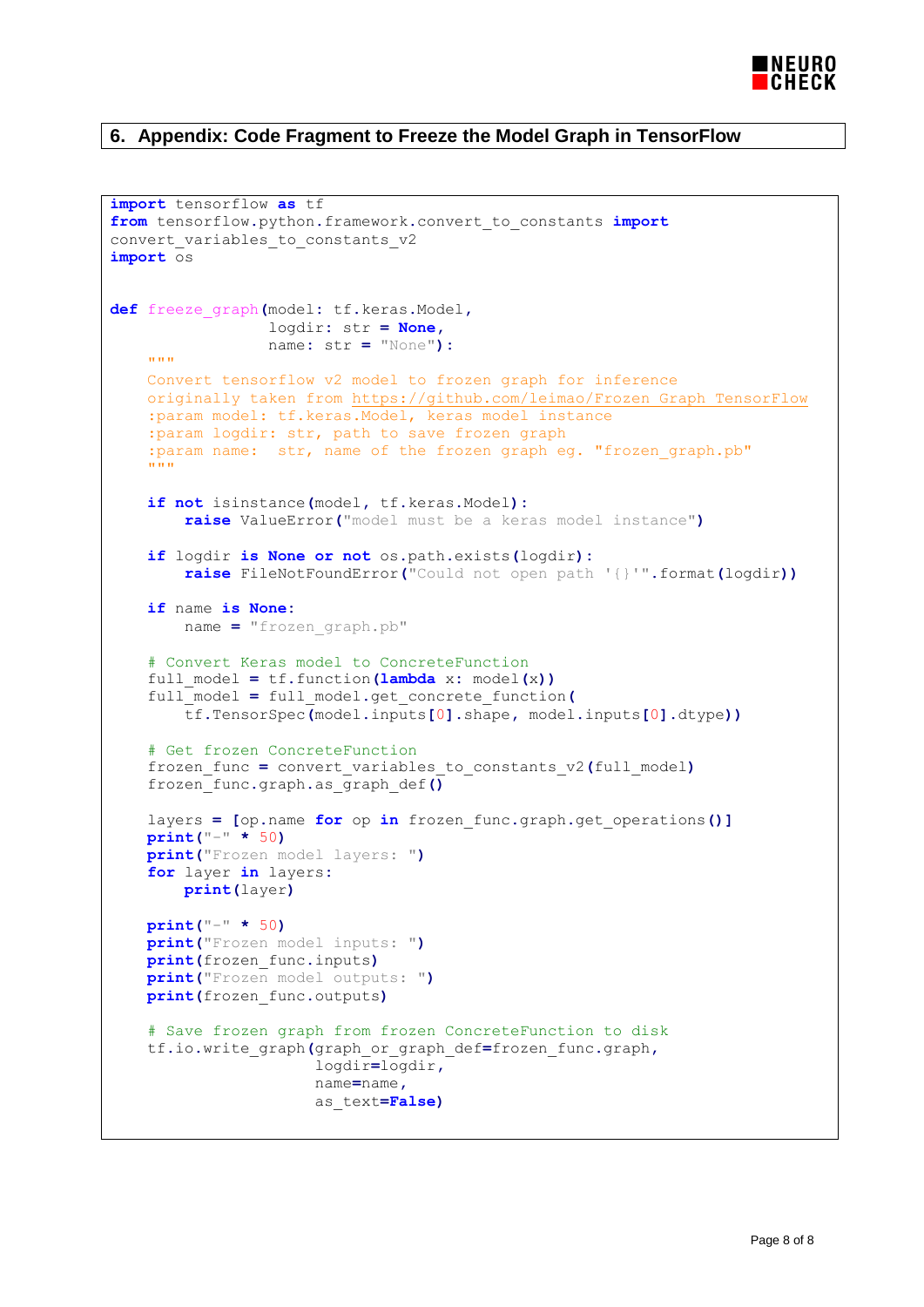## 6. Appendix: Code Fragment to Freeze the Model Graph in TensorFlow

```
import tensorflow as tf
from tensorflow.python.framework.convert_to_constants import
convert_variables_to_constants_v2
import os


def freeze_graph(model: tf.keras.Model,
                 logdir: str = None,
                 name: str = "None"):
    """
    Convert tensorflow v2 model to frozen graph for inference
    originally taken from https://github.com/leimao/Frozen_Graph_TensorFlow
    :param model: tf.keras.Model, keras model instance
    :param logdir: str, path to save frozen graph
    :param name:  str, name of the frozen graph eg. "frozen_graph.pb"
    """

    if not isinstance(model, tf.keras.Model):
        raise ValueError("model must be a keras model instance")

    if logdir is None or not os.path.exists(logdir):
        raise FileNotFoundError("Could not open path '{}'".format(logdir))

    if name is None:
        name = "frozen_graph.pb"

    # Convert Keras model to ConcreteFunction
    full_model = tf.function(lambda x: model(x))
    full_model = full_model.get_concrete_function(
        tf.TensorSpec(model.inputs[0].shape, model.inputs[0].dtype))

    # Get frozen ConcreteFunction
    frozen_func = convert_variables_to_constants_v2(full_model)
    frozen_func.graph.as_graph_def()

    layers = [op.name for op in frozen_func.graph.get_operations()]
    print("-" * 50)
    print("Frozen model layers: ")
    for layer in layers:
        print(layer)

    print("-" * 50)
    print("Frozen model inputs: ")
    print(frozen_func.inputs)
    print("Frozen model outputs: ")
    print(frozen_func.outputs)

    # Save frozen graph from frozen ConcreteFunction to disk
    tf.io.write_graph(graph_or_graph_def=frozen_func.graph,
                      logdir=logdir,
                      name=name,
                      as_text=False)
```